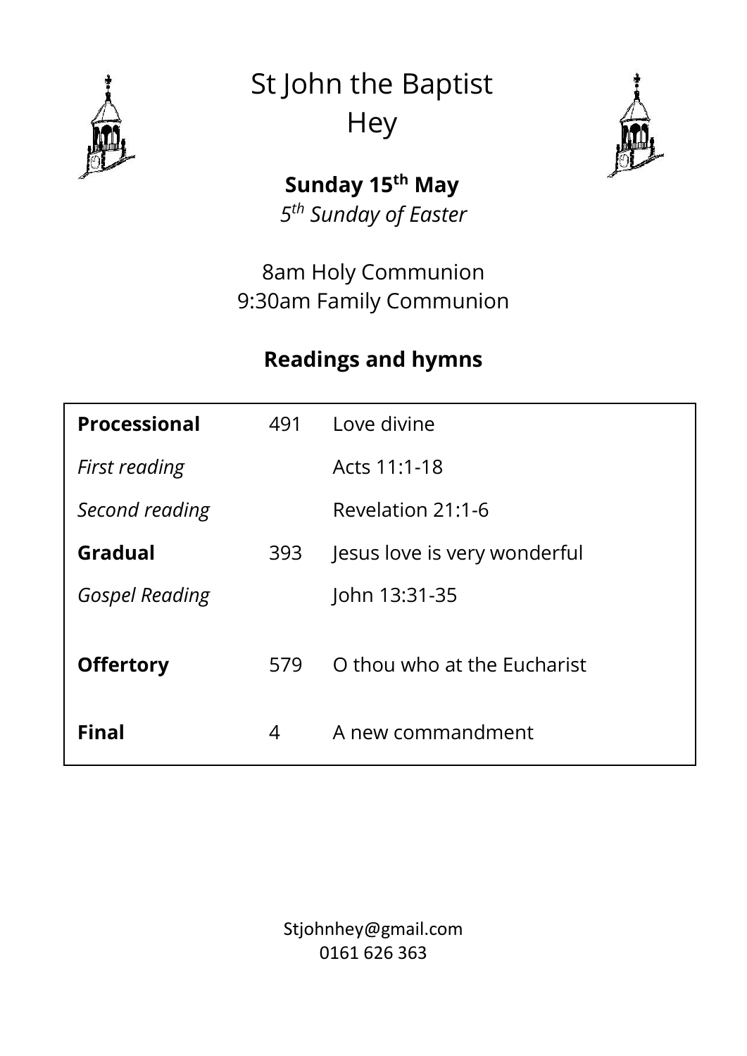# St John the Baptist
# Hey

**Sunday 15th May**

*5th Sunday of Easter*

8am Holy Communion
9:30am Family Communion

## Readings and hymns

| | | |
|---|---|---|
| **Processional** | 491 | Love divine |
| *First reading* | | Acts 11:1-18 |
| *Second reading* | | Revelation 21:1-6 |
| **Gradual** | 393 | Jesus love is very wonderful |
| *Gospel Reading* | | John 13:31-35 |
| **Offertory** | 579 | O thou who at the Eucharist |
| **Final** | 4 | A new commandment |

Stjohnhey@gmail.com
0161 626 363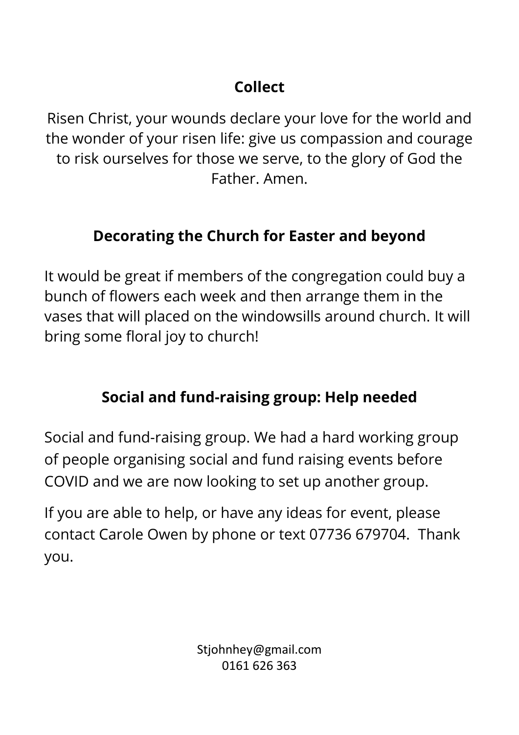## Collect

Risen Christ, your wounds declare your love for the world and the wonder of your risen life: give us compassion and courage to risk ourselves for those we serve, to the glory of God the Father. Amen.

## Decorating the Church for Easter and beyond

It would be great if members of the congregation could buy a bunch of flowers each week and then arrange them in the vases that will placed on the windowsills around church. It will bring some floral joy to church!

## Social and fund-raising group: Help needed

Social and fund-raising group. We had a hard working group of people organising social and fund raising events before COVID and we are now looking to set up another group.

If you are able to help, or have any ideas for event, please contact Carole Owen by phone or text 07736 679704. Thank you.

Stjohnhey@gmail.com
0161 626 363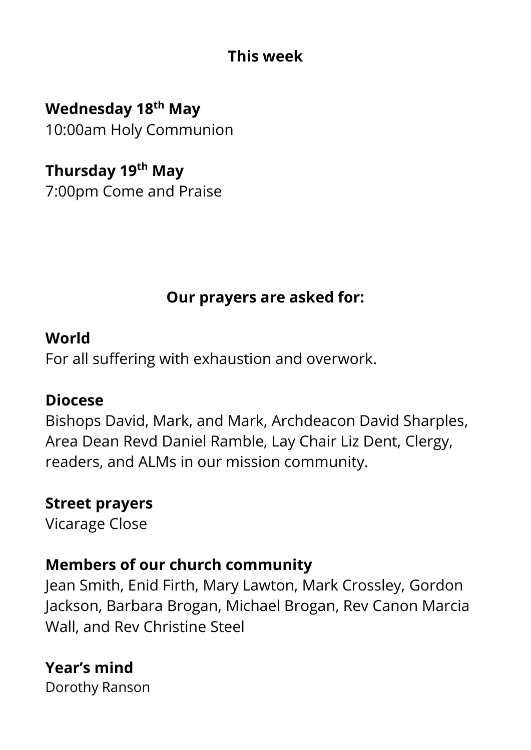## This week

**Wednesday 18th May**
10:00am Holy Communion

**Thursday 19th May**
7:00pm Come and Praise

## Our prayers are asked for:

**World**
For all suffering with exhaustion and overwork.

**Diocese**
Bishops David, Mark, and Mark, Archdeacon David Sharples, Area Dean Revd Daniel Ramble, Lay Chair Liz Dent, Clergy, readers, and ALMs in our mission community.

**Street prayers**
Vicarage Close

**Members of our church community**
Jean Smith, Enid Firth, Mary Lawton, Mark Crossley, Gordon Jackson, Barbara Brogan, Michael Brogan, Rev Canon Marcia Wall, and Rev Christine Steel

**Year's mind**
Dorothy Ranson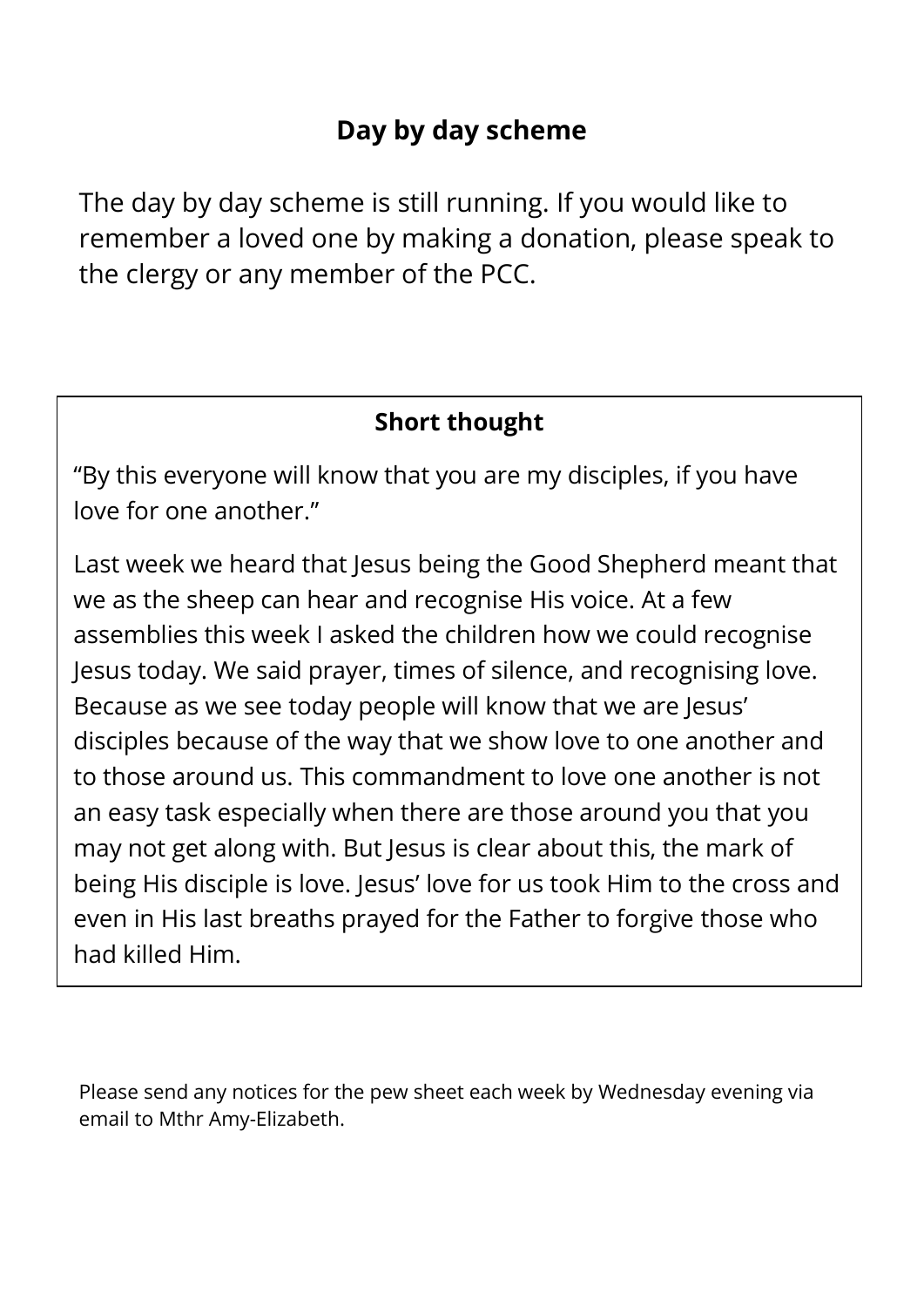## Day by day scheme

The day by day scheme is still running. If you would like to remember a loved one by making a donation, please speak to the clergy or any member of the PCC.

### Short thought

"By this everyone will know that you are my disciples, if you have love for one another."

Last week we heard that Jesus being the Good Shepherd meant that we as the sheep can hear and recognise His voice. At a few assemblies this week I asked the children how we could recognise Jesus today. We said prayer, times of silence, and recognising love. Because as we see today people will know that we are Jesus' disciples because of the way that we show love to one another and to those around us. This commandment to love one another is not an easy task especially when there are those around you that you may not get along with. But Jesus is clear about this, the mark of being His disciple is love. Jesus' love for us took Him to the cross and even in His last breaths prayed for the Father to forgive those who had killed Him.

Please send any notices for the pew sheet each week by Wednesday evening via email to Mthr Amy-Elizabeth.